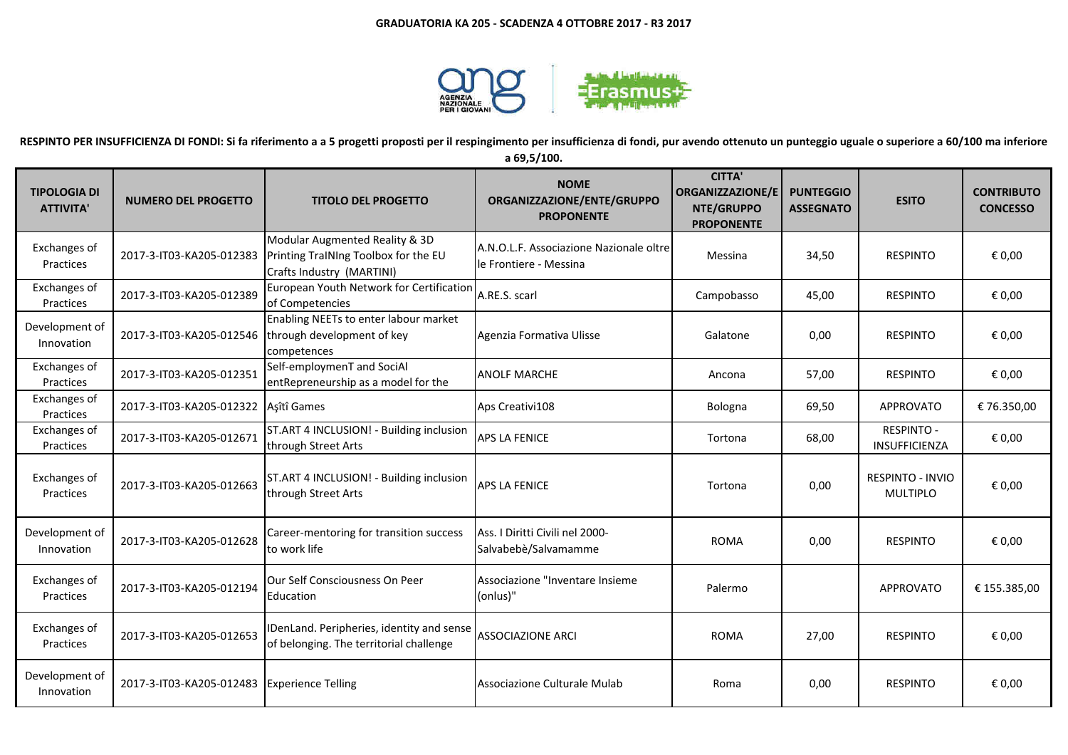**GRADUATORIA KA 205 - SCADENZA 4 OTTOBRE 2017 - R3 2017**

**RESPINTO PER INSUFFICIENZA DI FONDI: Si fa riferimento a a 5 progetti proposti per il respingimento per insufficienza di fondi, pur avendo ottenuto un punteggio uguale o superiore a 60/100 ma inferiore a 69,5/100.**

| TIPOLOGIA DI ATTIVITA' | NUMERO DEL PROGETTO | TITOLO DEL PROGETTO | NOME ORGANIZZAZIONE/ENTE/GRUPPO PROPONENTE | CITTA' ORGANIZZAZIONE/ENTE/GRUPPO PROPONENTE | PUNTEGGIO ASSEGNATO | ESITO | CONTRIBUTO CONCESSO |
|---|---|---|---|---|---|---|---|
| Exchanges of Practices | 2017-3-IT03-KA205-012383 | Modular Augmented Reality & 3D Printing TraINIng Toolbox for the EU Crafts Industry (MARTINI) | A.N.O.L.F. Associazione Nazionale oltre le Frontiere - Messina | Messina | 34,50 | RESPINTO | € 0,00 |
| Exchanges of Practices | 2017-3-IT03-KA205-012389 | European Youth Network for Certification of Competencies | A.RE.S. scarl | Campobasso | 45,00 | RESPINTO | € 0,00 |
| Development of Innovation | 2017-3-IT03-KA205-012546 | Enabling NEETs to enter labour market through development of key competences | Agenzia Formativa Ulisse | Galatone | 0,00 | RESPINTO | € 0,00 |
| Exchanges of Practices | 2017-3-IT03-KA205-012351 | Self-employmenT and SociAl entRepreneurship as a model for the | ANOLF MARCHE | Ancona | 57,00 | RESPINTO | € 0,00 |
| Exchanges of Practices | 2017-3-IT03-KA205-012322 | Aşîtî Games | Aps Creativi108 | Bologna | 69,50 | APPROVATO | € 76.350,00 |
| Exchanges of Practices | 2017-3-IT03-KA205-012671 | ST.ART 4 INCLUSION! - Building inclusion through Street Arts | APS LA FENICE | Tortona | 68,00 | RESPINTO - INSUFFICIENZA | € 0,00 |
| Exchanges of Practices | 2017-3-IT03-KA205-012663 | ST.ART 4 INCLUSION! - Building inclusion through Street Arts | APS LA FENICE | Tortona | 0,00 | RESPINTO - INVIO MULTIPLO | € 0,00 |
| Development of Innovation | 2017-3-IT03-KA205-012628 | Career-mentoring for transition success to work life | Ass. I Diritti Civili nel 2000-Salvabebè/Salvamamme | ROMA | 0,00 | RESPINTO | € 0,00 |
| Exchanges of Practices | 2017-3-IT03-KA205-012194 | Our Self Consciousness On Peer Education | Associazione "Inventare Insieme (onlus)" | Palermo | | APPROVATO | € 155.385,00 |
| Exchanges of Practices | 2017-3-IT03-KA205-012653 | IDenLand. Peripheries, identity and sense of belonging. The territorial challenge | ASSOCIAZIONE ARCI | ROMA | 27,00 | RESPINTO | € 0,00 |
| Development of Innovation | 2017-3-IT03-KA205-012483 | Experience Telling | Associazione Culturale Mulab | Roma | 0,00 | RESPINTO | € 0,00 |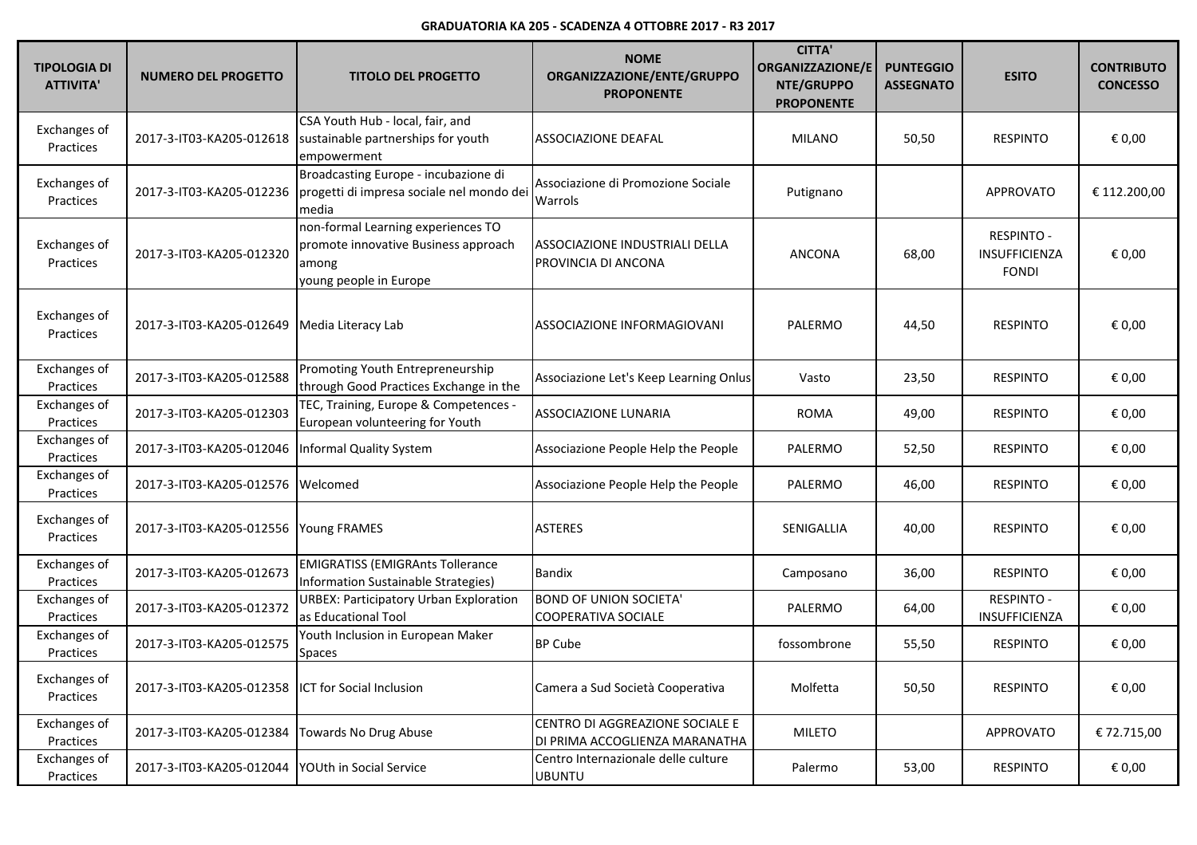**GRADUATORIA KA 205 - SCADENZA 4 OTTOBRE 2017 - R3 2017**

| TIPOLOGIA DI ATTIVITA' | NUMERO DEL PROGETTO | TITOLO DEL PROGETTO | NOME ORGANIZZAZIONE/ENTE/GRUPPO PROPONENTE | CITTA' ORGANIZZAZIONE/ENTE/GRUPPO PROPONENTE | PUNTEGGIO ASSEGNATO | ESITO | CONTRIBUTO CONCESSO |
|---|---|---|---|---|---|---|---|
| Exchanges of Practices | 2017-3-IT03-KA205-012618 | CSA Youth Hub - local, fair, and sustainable partnerships for youth empowerment | ASSOCIAZIONE DEAFAL | MILANO | 50,50 | RESPINTO | € 0,00 |
| Exchanges of Practices | 2017-3-IT03-KA205-012236 | Broadcasting Europe - incubazione di progetti di impresa sociale nel mondo dei media | Associazione di Promozione Sociale Warrols | Putignano | | APPROVATO | € 112.200,00 |
| Exchanges of Practices | 2017-3-IT03-KA205-012320 | non-formal Learning experiences TO promote innovative Business approach among young people in Europe | ASSOCIAZIONE INDUSTRIALI DELLA PROVINCIA DI ANCONA | ANCONA | 68,00 | RESPINTO - INSUFFICIENZA FONDI | € 0,00 |
| Exchanges of Practices | 2017-3-IT03-KA205-012649 | Media Literacy Lab | ASSOCIAZIONE INFORMAGIOVANI | PALERMO | 44,50 | RESPINTO | € 0,00 |
| Exchanges of Practices | 2017-3-IT03-KA205-012588 | Promoting Youth Entrepreneurship through Good Practices Exchange in the | Associazione Let's Keep Learning Onlus | Vasto | 23,50 | RESPINTO | € 0,00 |
| Exchanges of Practices | 2017-3-IT03-KA205-012303 | TEC, Training, Europe & Competences - European volunteering for Youth | ASSOCIAZIONE LUNARIA | ROMA | 49,00 | RESPINTO | € 0,00 |
| Exchanges of Practices | 2017-3-IT03-KA205-012046 | Informal Quality System | Associazione People Help the People | PALERMO | 52,50 | RESPINTO | € 0,00 |
| Exchanges of Practices | 2017-3-IT03-KA205-012576 | Welcomed | Associazione People Help the People | PALERMO | 46,00 | RESPINTO | € 0,00 |
| Exchanges of Practices | 2017-3-IT03-KA205-012556 | Young FRAMES | ASTERES | SENIGALLIA | 40,00 | RESPINTO | € 0,00 |
| Exchanges of Practices | 2017-3-IT03-KA205-012673 | EMIGRATISS (EMIGRAnts Tollerance Information Sustainable Strategies) | Bandix | Camposano | 36,00 | RESPINTO | € 0,00 |
| Exchanges of Practices | 2017-3-IT03-KA205-012372 | URBEX: Participatory Urban Exploration as Educational Tool | BOND OF UNION SOCIETA' COOPERATIVA SOCIALE | PALERMO | 64,00 | RESPINTO - INSUFFICIENZA | € 0,00 |
| Exchanges of Practices | 2017-3-IT03-KA205-012575 | Youth Inclusion in European Maker Spaces | BP Cube | fossombrone | 55,50 | RESPINTO | € 0,00 |
| Exchanges of Practices | 2017-3-IT03-KA205-012358 | ICT for Social Inclusion | Camera a Sud Società Cooperativa | Molfetta | 50,50 | RESPINTO | € 0,00 |
| Exchanges of Practices | 2017-3-IT03-KA205-012384 | Towards No Drug Abuse | CENTRO DI AGGREAZIONE SOCIALE E DI PRIMA ACCOGLIENZA MARANATHA | MILETO | | APPROVATO | € 72.715,00 |
| Exchanges of Practices | 2017-3-IT03-KA205-012044 | YOUth in Social Service | Centro Internazionale delle culture UBUNTU | Palermo | 53,00 | RESPINTO | € 0,00 |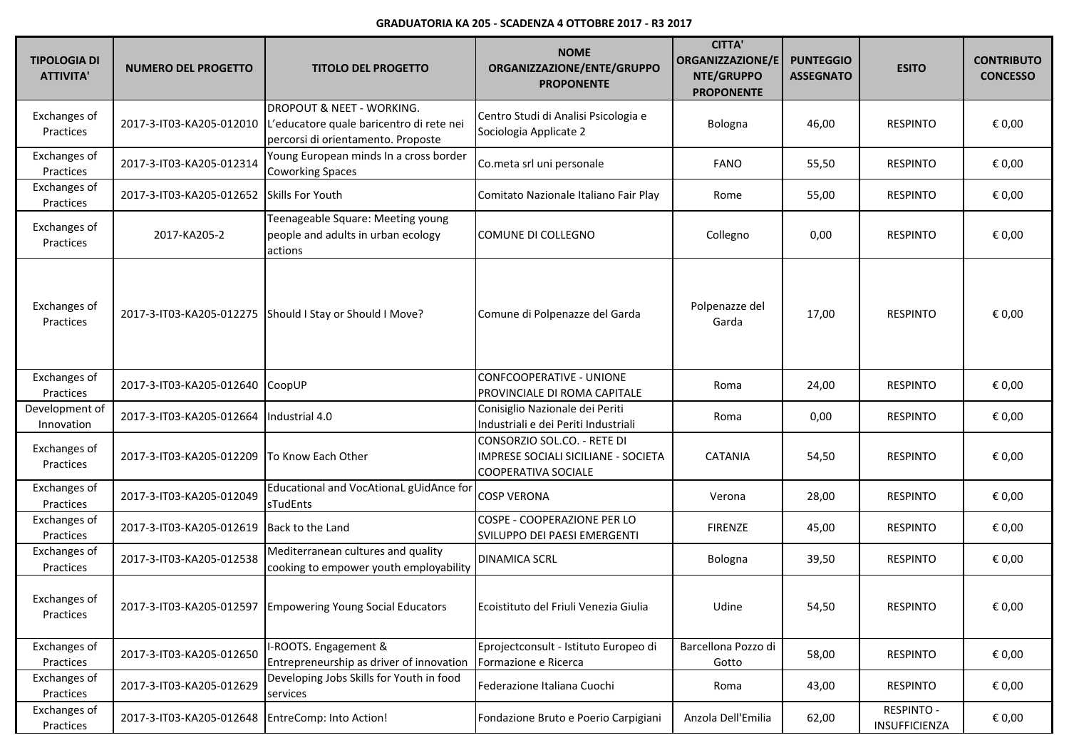**GRADUATORIA KA 205 - SCADENZA 4 OTTOBRE 2017 - R3 2017**

| TIPOLOGIA DI ATTIVITA' | NUMERO DEL PROGETTO | TITOLO DEL PROGETTO | NOME ORGANIZZAZIONE/ENTE/GRUPPO PROPONENTE | CITTA' ORGANIZZAZIONE/ENTE/GRUPPO PROPONENTE | PUNTEGGIO ASSEGNATO | ESITO | CONTRIBUTO CONCESSO |
|---|---|---|---|---|---|---|---|
| Exchanges of Practices | 2017-3-IT03-KA205-012010 | DROPOUT & NEET - WORKING. L'educatore quale baricentro di rete nei percorsi di orientamento. Proposte | Centro Studi di Analisi Psicologia e Sociologia Applicate 2 | Bologna | 46,00 | RESPINTO | € 0,00 |
| Exchanges of Practices | 2017-3-IT03-KA205-012314 | Young European minds In a cross border Coworking Spaces | Co.meta srl uni personale | FANO | 55,50 | RESPINTO | € 0,00 |
| Exchanges of Practices | 2017-3-IT03-KA205-012652 | Skills For Youth | Comitato Nazionale Italiano Fair Play | Rome | 55,00 | RESPINTO | € 0,00 |
| Exchanges of Practices | 2017-KA205-2 | Teenageable Square: Meeting young people and adults in urban ecology actions | COMUNE DI COLLEGNO | Collegno | 0,00 | RESPINTO | € 0,00 |
| Exchanges of Practices | 2017-3-IT03-KA205-012275 | Should I Stay or Should I Move? | Comune di Polpenazze del Garda | Polpenazze del Garda | 17,00 | RESPINTO | € 0,00 |
| Exchanges of Practices | 2017-3-IT03-KA205-012640 | CoopUP | CONFCOOPERATIVE - UNIONE PROVINCIALE DI ROMA CAPITALE | Roma | 24,00 | RESPINTO | € 0,00 |
| Development of Innovation | 2017-3-IT03-KA205-012664 | Industrial 4.0 | Conisiglio Nazionale dei Periti Industriali e dei Periti Industriali | Roma | 0,00 | RESPINTO | € 0,00 |
| Exchanges of Practices | 2017-3-IT03-KA205-012209 | To Know Each Other | CONSORZIO SOL.CO. - RETE DI IMPRESE SOCIALI SICILIANE - SOCIETA COOPERATIVA SOCIALE | CATANIA | 54,50 | RESPINTO | € 0,00 |
| Exchanges of Practices | 2017-3-IT03-KA205-012049 | Educational and VocAtionaL gUidAnce for sTudEnts | COSP VERONA | Verona | 28,00 | RESPINTO | € 0,00 |
| Exchanges of Practices | 2017-3-IT03-KA205-012619 | Back to the Land | COSPE - COOPERAZIONE PER LO SVILUPPO DEI PAESI EMERGENTI | FIRENZE | 45,00 | RESPINTO | € 0,00 |
| Exchanges of Practices | 2017-3-IT03-KA205-012538 | Mediterranean cultures and quality cooking to empower youth employability | DINAMICA SCRL | Bologna | 39,50 | RESPINTO | € 0,00 |
| Exchanges of Practices | 2017-3-IT03-KA205-012597 | Empowering Young Social Educators | Ecoistituto del Friuli Venezia Giulia | Udine | 54,50 | RESPINTO | € 0,00 |
| Exchanges of Practices | 2017-3-IT03-KA205-012650 | I-ROOTS. Engagement & Entrepreneurship as driver of innovation | Eprojectconsult - Istituto Europeo di Formazione e Ricerca | Barcellona Pozzo di Gotto | 58,00 | RESPINTO | € 0,00 |
| Exchanges of Practices | 2017-3-IT03-KA205-012629 | Developing Jobs Skills for Youth in food services | Federazione Italiana Cuochi | Roma | 43,00 | RESPINTO | € 0,00 |
| Exchanges of Practices | 2017-3-IT03-KA205-012648 | EntreComp: Into Action! | Fondazione Bruto e Poerio Carpigiani | Anzola Dell'Emilia | 62,00 | RESPINTO - INSUFFICIENZA | € 0,00 |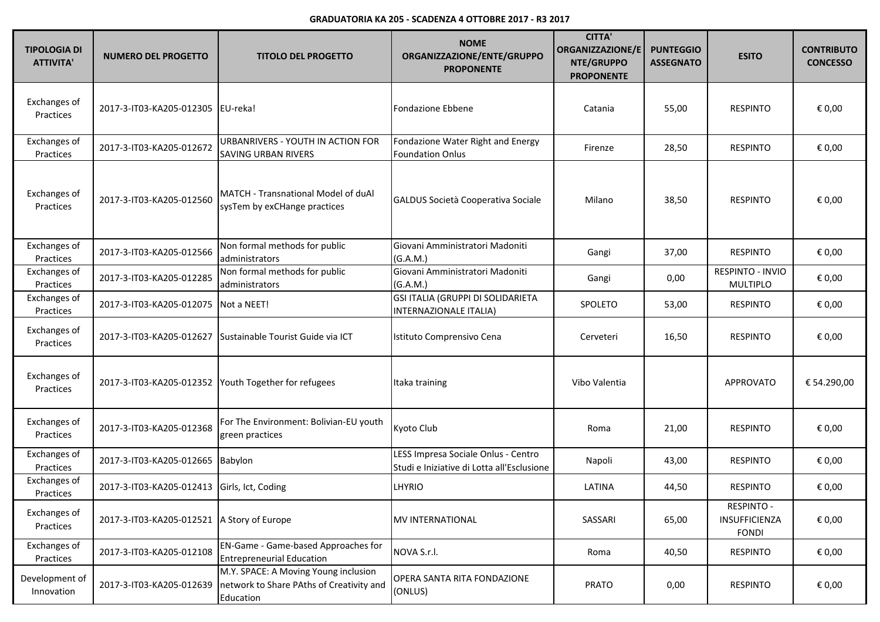**GRADUATORIA KA 205 - SCADENZA 4 OTTOBRE 2017 - R3 2017**

| TIPOLOGIA DI ATTIVITA' | NUMERO DEL PROGETTO | TITOLO DEL PROGETTO | NOME ORGANIZZAZIONE/ENTE/GRUPPO PROPONENTE | CITTA' ORGANIZZAZIONE/ENTE/GRUPPO PROPONENTE | PUNTEGGIO ASSEGNATO | ESITO | CONTRIBUTO CONCESSO |
|---|---|---|---|---|---|---|---|
| Exchanges of Practices | 2017-3-IT03-KA205-012305 | EU-reka! | Fondazione Ebbene | Catania | 55,00 | RESPINTO | € 0,00 |
| Exchanges of Practices | 2017-3-IT03-KA205-012672 | URBANRIVERS - YOUTH IN ACTION FOR SAVING URBAN RIVERS | Fondazione Water Right and Energy Foundation Onlus | Firenze | 28,50 | RESPINTO | € 0,00 |
| Exchanges of Practices | 2017-3-IT03-KA205-012560 | MATCH - Transnational Model of duAl sysTem by exCHange practices | GALDUS Società Cooperativa Sociale | Milano | 38,50 | RESPINTO | € 0,00 |
| Exchanges of Practices | 2017-3-IT03-KA205-012566 | Non formal methods for public administrators | Giovani Amministratori Madoniti (G.A.M.) | Gangi | 37,00 | RESPINTO | € 0,00 |
| Exchanges of Practices | 2017-3-IT03-KA205-012285 | Non formal methods for public administrators | Giovani Amministratori Madoniti (G.A.M.) | Gangi | 0,00 | RESPINTO - INVIO MULTIPLO | € 0,00 |
| Exchanges of Practices | 2017-3-IT03-KA205-012075 | Not a NEET! | GSI ITALIA (GRUPPI DI SOLIDARIETA INTERNAZIONALE ITALIA) | SPOLETO | 53,00 | RESPINTO | € 0,00 |
| Exchanges of Practices | 2017-3-IT03-KA205-012627 | Sustainable Tourist Guide via ICT | Istituto Comprensivo Cena | Cerveteri | 16,50 | RESPINTO | € 0,00 |
| Exchanges of Practices | 2017-3-IT03-KA205-012352 | Youth Together for refugees | Itaka training | Vibo Valentia | | APPROVATO | € 54.290,00 |
| Exchanges of Practices | 2017-3-IT03-KA205-012368 | For The Environment: Bolivian-EU youth green practices | Kyoto Club | Roma | 21,00 | RESPINTO | € 0,00 |
| Exchanges of Practices | 2017-3-IT03-KA205-012665 | Babylon | LESS Impresa Sociale Onlus - Centro Studi e Iniziative di Lotta all'Esclusione | Napoli | 43,00 | RESPINTO | € 0,00 |
| Exchanges of Practices | 2017-3-IT03-KA205-012413 | Girls, Ict, Coding | LHYRIO | LATINA | 44,50 | RESPINTO | € 0,00 |
| Exchanges of Practices | 2017-3-IT03-KA205-012521 | A Story of Europe | MV INTERNATIONAL | SASSARI | 65,00 | RESPINTO - INSUFFICIENZA FONDI | € 0,00 |
| Exchanges of Practices | 2017-3-IT03-KA205-012108 | EN-Game - Game-based Approaches for Entrepreneurial Education | NOVA S.r.l. | Roma | 40,50 | RESPINTO | € 0,00 |
| Development of Innovation | 2017-3-IT03-KA205-012639 | M.Y. SPACE: A Moving Young inclusion network to Share PAths of Creativity and Education | OPERA SANTA RITA FONDAZIONE (ONLUS) | PRATO | 0,00 | RESPINTO | € 0,00 |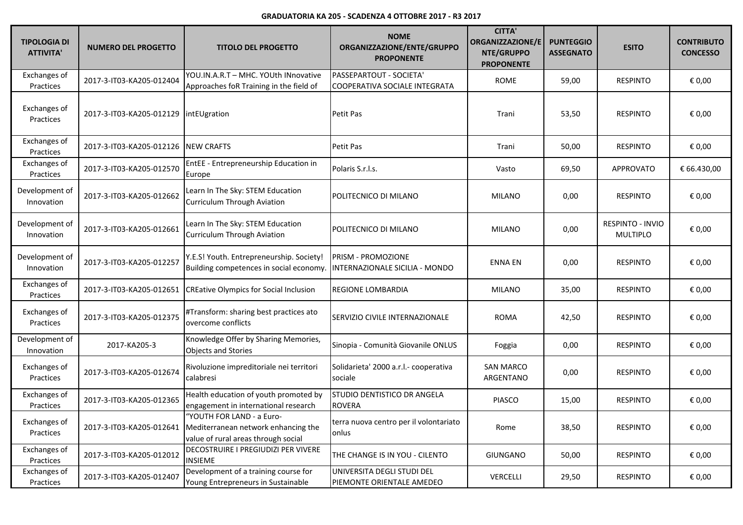**GRADUATORIA KA 205 - SCADENZA 4 OTTOBRE 2017 - R3 2017**

| TIPOLOGIA DI ATTIVITA' | NUMERO DEL PROGETTO | TITOLO DEL PROGETTO | NOME ORGANIZZAZIONE/ENTE/GRUPPO PROPONENTE | CITTA' ORGANIZZAZIONE/ENTE/GRUPPO PROPONENTE | PUNTEGGIO ASSEGNATO | ESITO | CONTRIBUTO CONCESSO |
|---|---|---|---|---|---|---|---|
| Exchanges of Practices | 2017-3-IT03-KA205-012404 | YOU.IN.A.R.T – MHC. YOUth INnovative Approaches foR Training in the field of | PASSEPARTOUT - SOCIETA' COOPERATIVA SOCIALE INTEGRATA | ROME | 59,00 | RESPINTO | € 0,00 |
| Exchanges of Practices | 2017-3-IT03-KA205-012129 | intEUgration | Petit Pas | Trani | 53,50 | RESPINTO | € 0,00 |
| Exchanges of Practices | 2017-3-IT03-KA205-012126 | NEW CRAFTS | Petit Pas | Trani | 50,00 | RESPINTO | € 0,00 |
| Exchanges of Practices | 2017-3-IT03-KA205-012570 | EntEE - Entrepreneurship Education in Europe | Polaris S.r.l.s. | Vasto | 69,50 | APPROVATO | € 66.430,00 |
| Development of Innovation | 2017-3-IT03-KA205-012662 | Learn In The Sky: STEM Education Curriculum Through Aviation | POLITECNICO DI MILANO | MILANO | 0,00 | RESPINTO | € 0,00 |
| Development of Innovation | 2017-3-IT03-KA205-012661 | Learn In The Sky: STEM Education Curriculum Through Aviation | POLITECNICO DI MILANO | MILANO | 0,00 | RESPINTO - INVIO MULTIPLO | € 0,00 |
| Development of Innovation | 2017-3-IT03-KA205-012257 | Y.E.S! Youth. Entrepreneurship. Society! Building competences in social economy. | PRISM - PROMOZIONE INTERNAZIONALE SICILIA - MONDO | ENNA EN | 0,00 | RESPINTO | € 0,00 |
| Exchanges of Practices | 2017-3-IT03-KA205-012651 | CREative Olympics for Social Inclusion | REGIONE LOMBARDIA | MILANO | 35,00 | RESPINTO | € 0,00 |
| Exchanges of Practices | 2017-3-IT03-KA205-012375 | #Transform: sharing best practices ato overcome conflicts | SERVIZIO CIVILE INTERNAZIONALE | ROMA | 42,50 | RESPINTO | € 0,00 |
| Development of Innovation | 2017-KA205-3 | Knowledge Offer by Sharing Memories, Objects and Stories | Sinopia - Comunità Giovanile ONLUS | Foggia | 0,00 | RESPINTO | € 0,00 |
| Exchanges of Practices | 2017-3-IT03-KA205-012674 | Rivoluzione impreditoriale nei territori calabresi | Solidarieta' 2000 a.r.l.- cooperativa sociale | SAN MARCO ARGENTANO | 0,00 | RESPINTO | € 0,00 |
| Exchanges of Practices | 2017-3-IT03-KA205-012365 | Health education of youth promoted by engagement in international research | STUDIO DENTISTICO DR ANGELA ROVERA | PIASCO | 15,00 | RESPINTO | € 0,00 |
| Exchanges of Practices | 2017-3-IT03-KA205-012641 | "YOUTH FOR LAND - a Euro-Mediterranean network enhancing the value of rural areas through social | terra nuova centro per il volontariato onlus | Rome | 38,50 | RESPINTO | € 0,00 |
| Exchanges of Practices | 2017-3-IT03-KA205-012012 | DECOSTRUIRE I PREGIUDIZI PER VIVERE INSIEME | THE CHANGE IS IN YOU - CILENTO | GIUNGANO | 50,00 | RESPINTO | € 0,00 |
| Exchanges of Practices | 2017-3-IT03-KA205-012407 | Development of a training course for Young Entrepreneurs in Sustainable | UNIVERSITA DEGLI STUDI DEL PIEMONTE ORIENTALE AMEDEO | VERCELLI | 29,50 | RESPINTO | € 0,00 |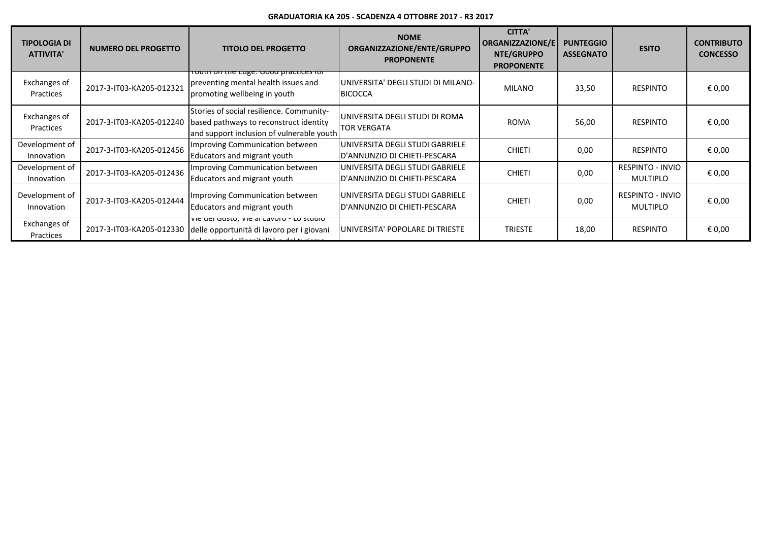**GRADUATORIA KA 205 - SCADENZA 4 OTTOBRE 2017 - R3 2017**

| TIPOLOGIA DI ATTIVITA' | NUMERO DEL PROGETTO | TITOLO DEL PROGETTO | NOME ORGANIZZAZIONE/ENTE/GRUPPO PROPONENTE | CITTA' ORGANIZZAZIONE/ENTE/GRUPPO PROPONENTE | PUNTEGGIO ASSEGNATO | ESITO | CONTRIBUTO CONCESSO |
|---|---|---|---|---|---|---|---|
| Exchanges of Practices | 2017-3-IT03-KA205-012321 | Youth on the Edge: Good practices for preventing mental health issues and promoting wellbeing in youth | UNIVERSITA' DEGLI STUDI DI MILANO-BICOCCA | MILANO | 33,50 | RESPINTO | € 0,00 |
| Exchanges of Practices | 2017-3-IT03-KA205-012240 | Stories of social resilience. Community-based pathways to reconstruct identity and support inclusion of vulnerable youth | UNIVERSITA DEGLI STUDI DI ROMA TOR VERGATA | ROMA | 56,00 | RESPINTO | € 0,00 |
| Development of Innovation | 2017-3-IT03-KA205-012456 | Improving Communication between Educators and migrant youth | UNIVERSITA DEGLI STUDI GABRIELE D'ANNUNZIO DI CHIETI-PESCARA | CHIETI | 0,00 | RESPINTO | € 0,00 |
| Development of Innovation | 2017-3-IT03-KA205-012436 | Improving Communication between Educators and migrant youth | UNIVERSITA DEGLI STUDI GABRIELE D'ANNUNZIO DI CHIETI-PESCARA | CHIETI | 0,00 | RESPINTO - INVIO MULTIPLO | € 0,00 |
| Development of Innovation | 2017-3-IT03-KA205-012444 | Improving Communication between Educators and migrant youth | UNIVERSITA DEGLI STUDI GABRIELE D'ANNUNZIO DI CHIETI-PESCARA | CHIETI | 0,00 | RESPINTO - INVIO MULTIPLO | € 0,00 |
| Exchanges of Practices | 2017-3-IT03-KA205-012330 | Vie del Gusto, Vie al Lavoro - Lo studio delle opportunità di lavoro per i giovani nel campo dell'ospitalità e del turismo | UNIVERSITA' POPOLARE DI TRIESTE | TRIESTE | 18,00 | RESPINTO | € 0,00 |